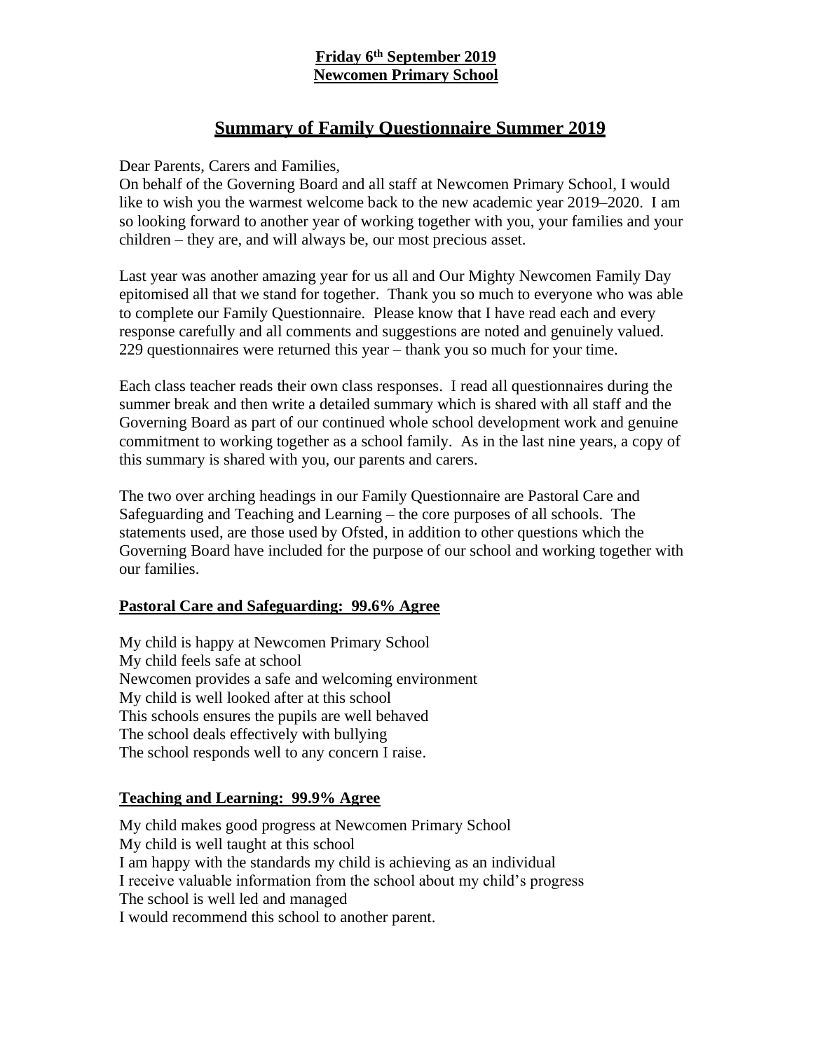**Friday 6th September 2019**
**Newcomen Primary School**

# Summary of Family Questionnaire Summer 2019

Dear Parents, Carers and Families,

On behalf of the Governing Board and all staff at Newcomen Primary School, I would like to wish you the warmest welcome back to the new academic year 2019–2020. I am so looking forward to another year of working together with you, your families and your children – they are, and will always be, our most precious asset.

Last year was another amazing year for us all and Our Mighty Newcomen Family Day epitomised all that we stand for together. Thank you so much to everyone who was able to complete our Family Questionnaire. Please know that I have read each and every response carefully and all comments and suggestions are noted and genuinely valued. 229 questionnaires were returned this year – thank you so much for your time.

Each class teacher reads their own class responses. I read all questionnaires during the summer break and then write a detailed summary which is shared with all staff and the Governing Board as part of our continued whole school development work and genuine commitment to working together as a school family. As in the last nine years, a copy of this summary is shared with you, our parents and carers.

The two over arching headings in our Family Questionnaire are Pastoral Care and Safeguarding and Teaching and Learning – the core purposes of all schools. The statements used, are those used by Ofsted, in addition to other questions which the Governing Board have included for the purpose of our school and working together with our families.

## Pastoral Care and Safeguarding: 99.6% Agree

My child is happy at Newcomen Primary School
My child feels safe at school
Newcomen provides a safe and welcoming environment
My child is well looked after at this school
This schools ensures the pupils are well behaved
The school deals effectively with bullying
The school responds well to any concern I raise.

## Teaching and Learning: 99.9% Agree

My child makes good progress at Newcomen Primary School
My child is well taught at this school
I am happy with the standards my child is achieving as an individual
I receive valuable information from the school about my child's progress
The school is well led and managed
I would recommend this school to another parent.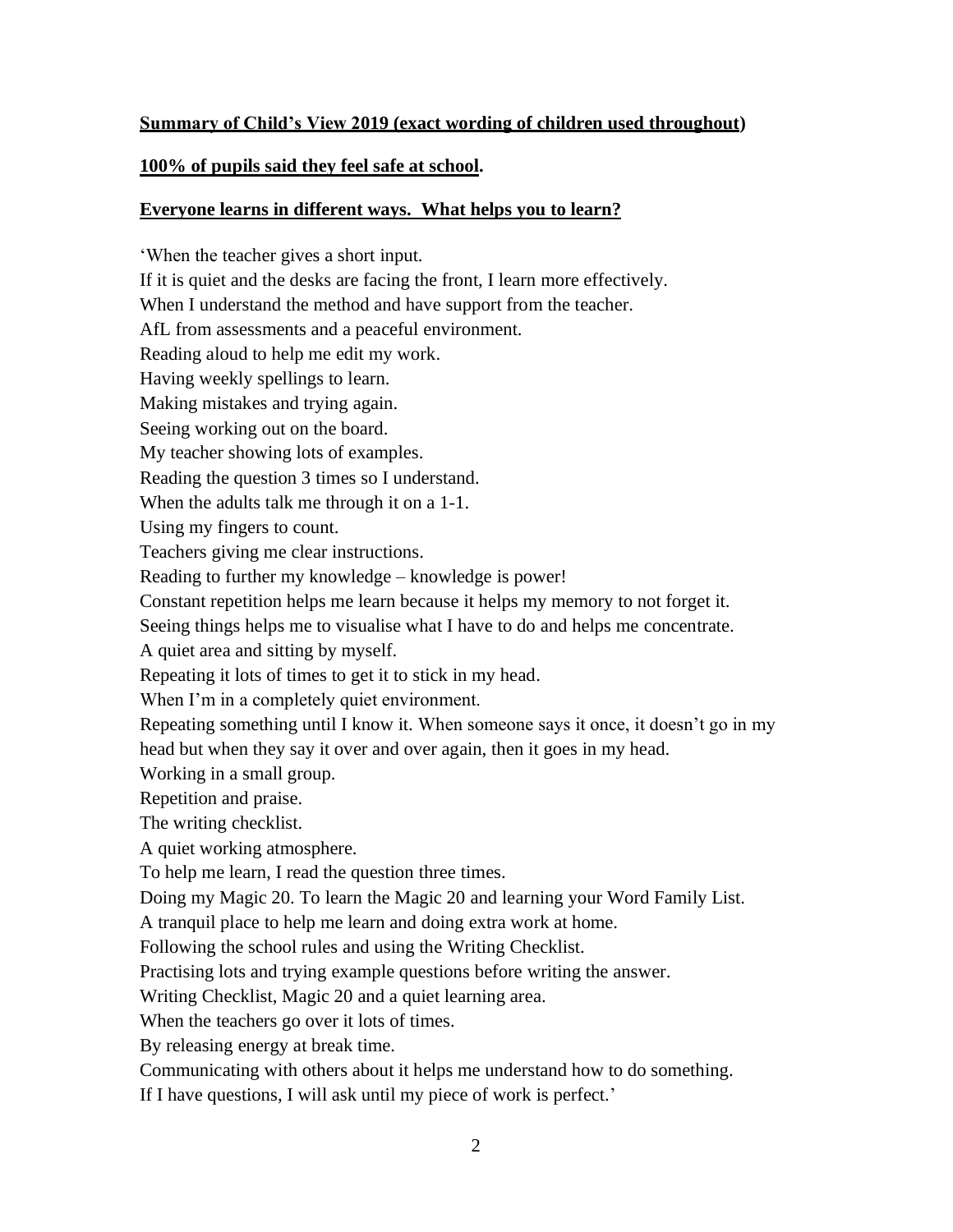**Summary of Child's View 2019 (exact wording of children used throughout)**

**100% of pupils said they feel safe at school.**

**Everyone learns in different ways. What helps you to learn?**

'When the teacher gives a short input.
If it is quiet and the desks are facing the front, I learn more effectively.
When I understand the method and have support from the teacher.
AfL from assessments and a peaceful environment.
Reading aloud to help me edit my work.
Having weekly spellings to learn.
Making mistakes and trying again.
Seeing working out on the board.
My teacher showing lots of examples.
Reading the question 3 times so I understand.
When the adults talk me through it on a 1-1.
Using my fingers to count.
Teachers giving me clear instructions.
Reading to further my knowledge – knowledge is power!
Constant repetition helps me learn because it helps my memory to not forget it.
Seeing things helps me to visualise what I have to do and helps me concentrate.
A quiet area and sitting by myself.
Repeating it lots of times to get it to stick in my head.
When I'm in a completely quiet environment.
Repeating something until I know it. When someone says it once, it doesn't go in my head but when they say it over and over again, then it goes in my head.
Working in a small group.
Repetition and praise.
The writing checklist.
A quiet working atmosphere.
To help me learn, I read the question three times.
Doing my Magic 20. To learn the Magic 20 and learning your Word Family List.
A tranquil place to help me learn and doing extra work at home.
Following the school rules and using the Writing Checklist.
Practising lots and trying example questions before writing the answer.
Writing Checklist, Magic 20 and a quiet learning area.
When the teachers go over it lots of times.
By releasing energy at break time.
Communicating with others about it helps me understand how to do something.
If I have questions, I will ask until my piece of work is perfect.'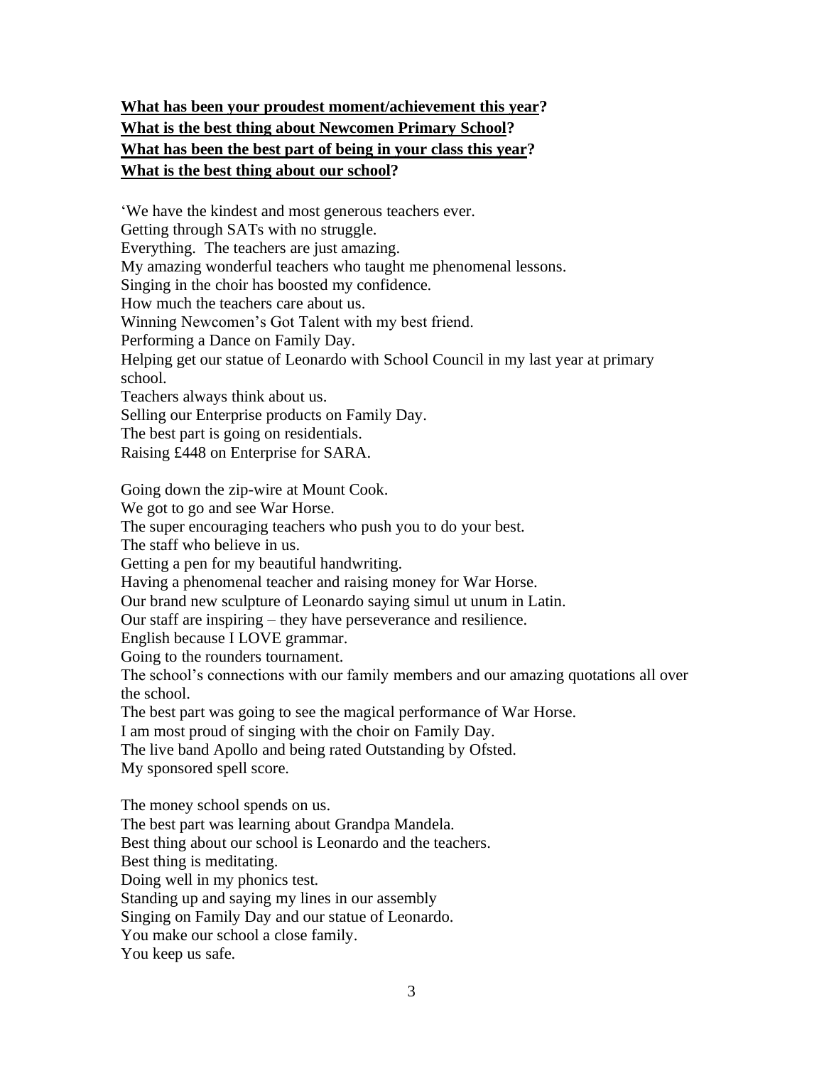**<u>What has been your proudest moment/achievement this year</u>?**
**<u>What is the best thing about Newcomen Primary School</u>?**
**<u>What has been the best part of being in your class this year</u>?**
**<u>What is the best thing about our school</u>?**

'We have the kindest and most generous teachers ever.
Getting through SATs with no struggle.
Everything. The teachers are just amazing.
My amazing wonderful teachers who taught me phenomenal lessons.
Singing in the choir has boosted my confidence.
How much the teachers care about us.
Winning Newcomen's Got Talent with my best friend.
Performing a Dance on Family Day.
Helping get our statue of Leonardo with School Council in my last year at primary school.
Teachers always think about us.
Selling our Enterprise products on Family Day.
The best part is going on residentials.
Raising £448 on Enterprise for SARA.

Going down the zip-wire at Mount Cook.
We got to go and see War Horse.
The super encouraging teachers who push you to do your best.
The staff who believe in us.
Getting a pen for my beautiful handwriting.
Having a phenomenal teacher and raising money for War Horse.
Our brand new sculpture of Leonardo saying simul ut unum in Latin.
Our staff are inspiring – they have perseverance and resilience.
English because I LOVE grammar.
Going to the rounders tournament.
The school's connections with our family members and our amazing quotations all over the school.
The best part was going to see the magical performance of War Horse.
I am most proud of singing with the choir on Family Day.
The live band Apollo and being rated Outstanding by Ofsted.
My sponsored spell score.

The money school spends on us.
The best part was learning about Grandpa Mandela.
Best thing about our school is Leonardo and the teachers.
Best thing is meditating.
Doing well in my phonics test.
Standing up and saying my lines in our assembly
Singing on Family Day and our statue of Leonardo.
You make our school a close family.
You keep us safe.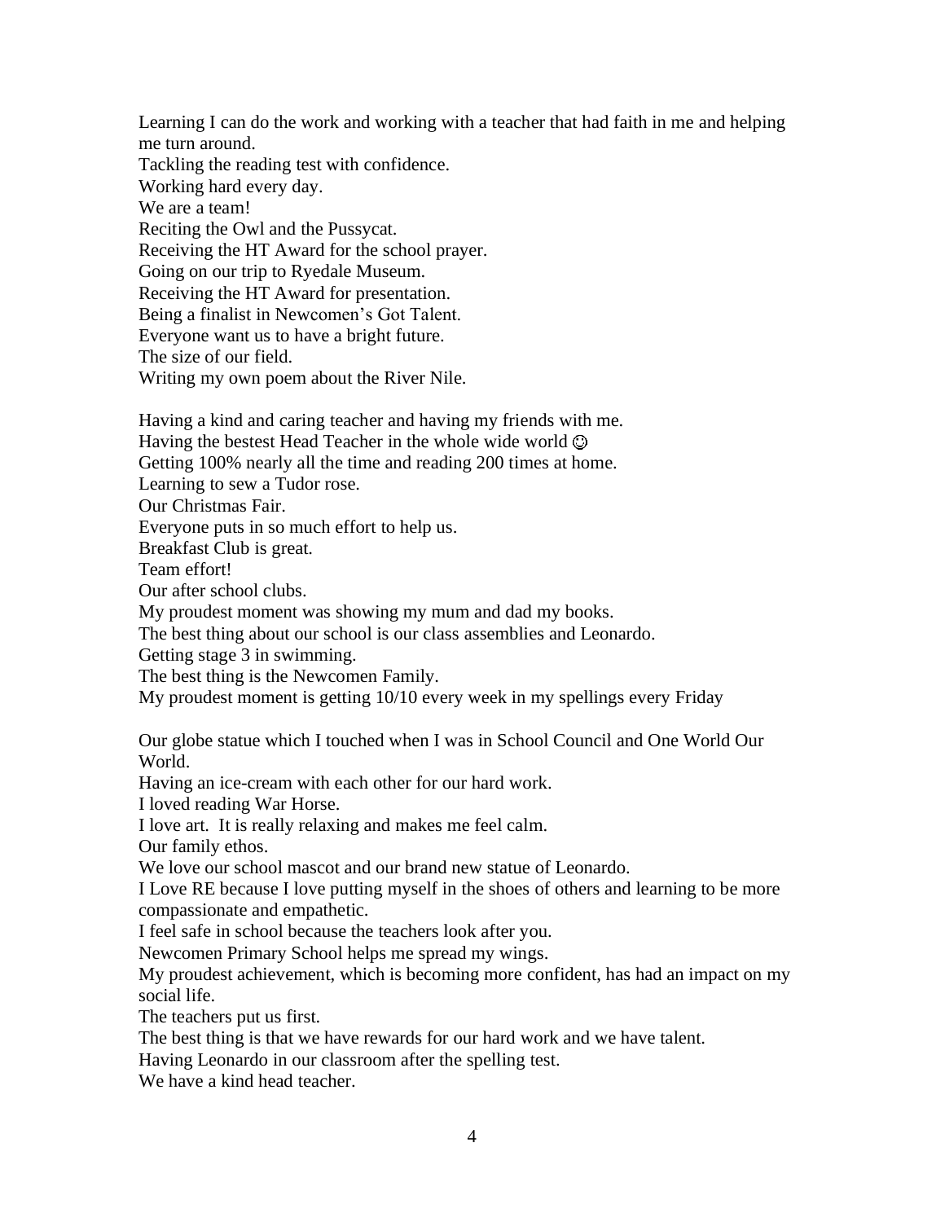Learning I can do the work and working with a teacher that had faith in me and helping me turn around.
Tackling the reading test with confidence.
Working hard every day.
We are a team!
Reciting the Owl and the Pussycat.
Receiving the HT Award for the school prayer.
Going on our trip to Ryedale Museum.
Receiving the HT Award for presentation.
Being a finalist in Newcomen's Got Talent.
Everyone want us to have a bright future.
The size of our field.
Writing my own poem about the River Nile.

Having a kind and caring teacher and having my friends with me.
Having the bestest Head Teacher in the whole wide world ☺
Getting 100% nearly all the time and reading 200 times at home.
Learning to sew a Tudor rose.
Our Christmas Fair.
Everyone puts in so much effort to help us.
Breakfast Club is great.
Team effort!
Our after school clubs.
My proudest moment was showing my mum and dad my books.
The best thing about our school is our class assemblies and Leonardo.
Getting stage 3 in swimming.
The best thing is the Newcomen Family.
My proudest moment is getting 10/10 every week in my spellings every Friday

Our globe statue which I touched when I was in School Council and One World Our World.
Having an ice-cream with each other for our hard work.
I loved reading War Horse.
I love art. It is really relaxing and makes me feel calm.
Our family ethos.
We love our school mascot and our brand new statue of Leonardo.
I Love RE because I love putting myself in the shoes of others and learning to be more compassionate and empathetic.
I feel safe in school because the teachers look after you.
Newcomen Primary School helps me spread my wings.
My proudest achievement, which is becoming more confident, has had an impact on my social life.
The teachers put us first.
The best thing is that we have rewards for our hard work and we have talent.
Having Leonardo in our classroom after the spelling test.
We have a kind head teacher.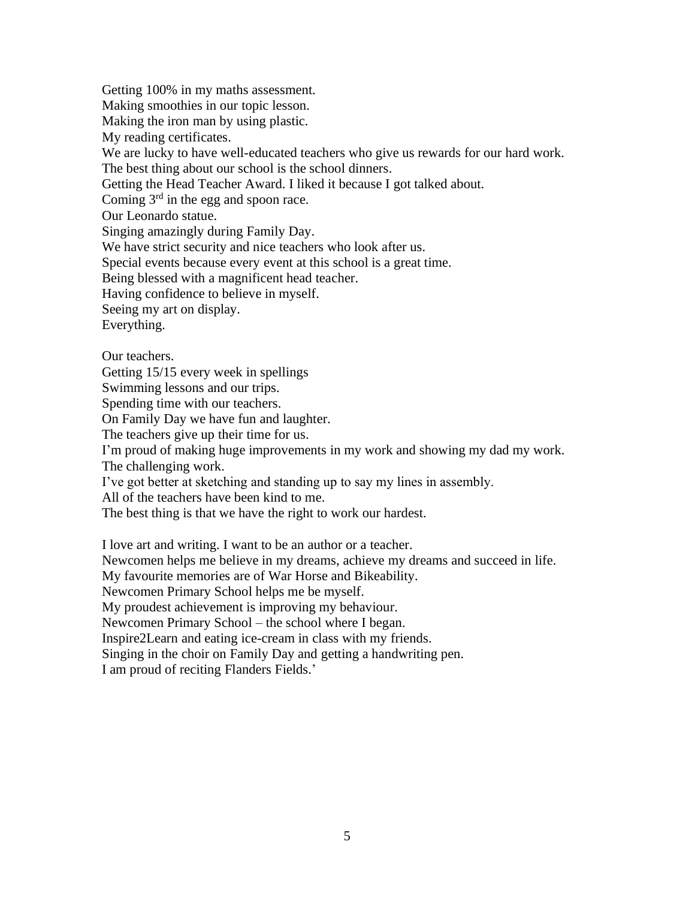Getting 100% in my maths assessment.  
Making smoothies in our topic lesson.  
Making the iron man by using plastic.  
My reading certificates.  
We are lucky to have well-educated teachers who give us rewards for our hard work.  
The best thing about our school is the school dinners.  
Getting the Head Teacher Award. I liked it because I got talked about.  
Coming 3rd in the egg and spoon race.  
Our Leonardo statue.  
Singing amazingly during Family Day.  
We have strict security and nice teachers who look after us.  
Special events because every event at this school is a great time.  
Being blessed with a magnificent head teacher.  
Having confidence to believe in myself.  
Seeing my art on display.  
Everything.

Our teachers.  
Getting 15/15 every week in spellings  
Swimming lessons and our trips.  
Spending time with our teachers.  
On Family Day we have fun and laughter.  
The teachers give up their time for us.  
I'm proud of making huge improvements in my work and showing my dad my work.  
The challenging work.  
I've got better at sketching and standing up to say my lines in assembly.  
All of the teachers have been kind to me.  
The best thing is that we have the right to work our hardest.

I love art and writing. I want to be an author or a teacher.  
Newcomen helps me believe in my dreams, achieve my dreams and succeed in life.  
My favourite memories are of War Horse and Bikeability.  
Newcomen Primary School helps me be myself.  
My proudest achievement is improving my behaviour.  
Newcomen Primary School – the school where I began.  
Inspire2Learn and eating ice-cream in class with my friends.  
Singing in the choir on Family Day and getting a handwriting pen.  
I am proud of reciting Flanders Fields.'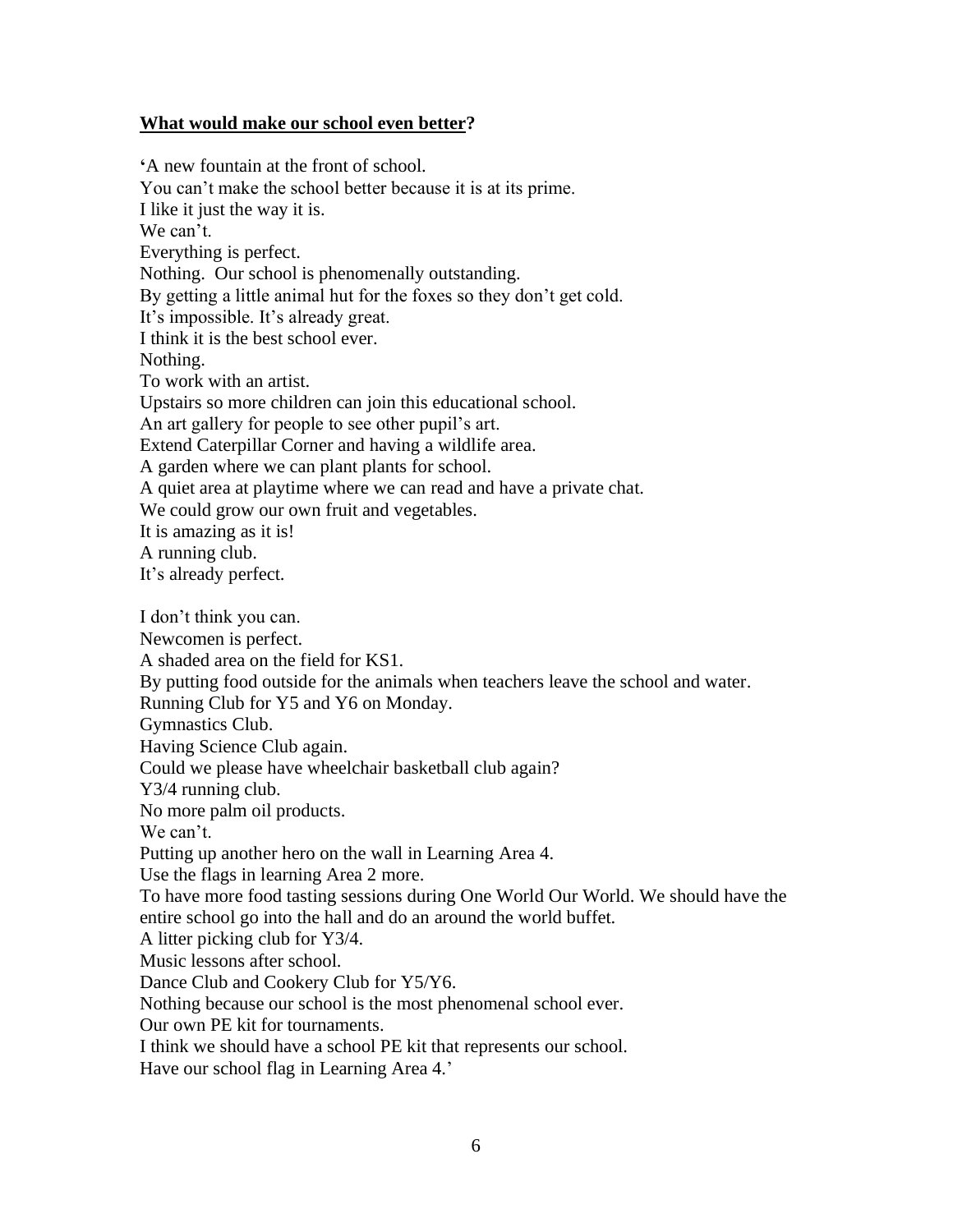**<u>What would make our school even better</u>?**

'A new fountain at the front of school.
You can't make the school better because it is at its prime.
I like it just the way it is.
We can't.
Everything is perfect.
Nothing. Our school is phenomenally outstanding.
By getting a little animal hut for the foxes so they don't get cold.
It's impossible. It's already great.
I think it is the best school ever.
Nothing.
To work with an artist.
Upstairs so more children can join this educational school.
An art gallery for people to see other pupil's art.
Extend Caterpillar Corner and having a wildlife area.
A garden where we can plant plants for school.
A quiet area at playtime where we can read and have a private chat.
We could grow our own fruit and vegetables.
It is amazing as it is!
A running club.
It's already perfect.

I don't think you can.
Newcomen is perfect.
A shaded area on the field for KS1.
By putting food outside for the animals when teachers leave the school and water.
Running Club for Y5 and Y6 on Monday.
Gymnastics Club.
Having Science Club again.
Could we please have wheelchair basketball club again?
Y3/4 running club.
No more palm oil products.
We can't.
Putting up another hero on the wall in Learning Area 4.
Use the flags in learning Area 2 more.
To have more food tasting sessions during One World Our World. We should have the entire school go into the hall and do an around the world buffet.
A litter picking club for Y3/4.
Music lessons after school.
Dance Club and Cookery Club for Y5/Y6.
Nothing because our school is the most phenomenal school ever.
Our own PE kit for tournaments.
I think we should have a school PE kit that represents our school.
Have our school flag in Learning Area 4.'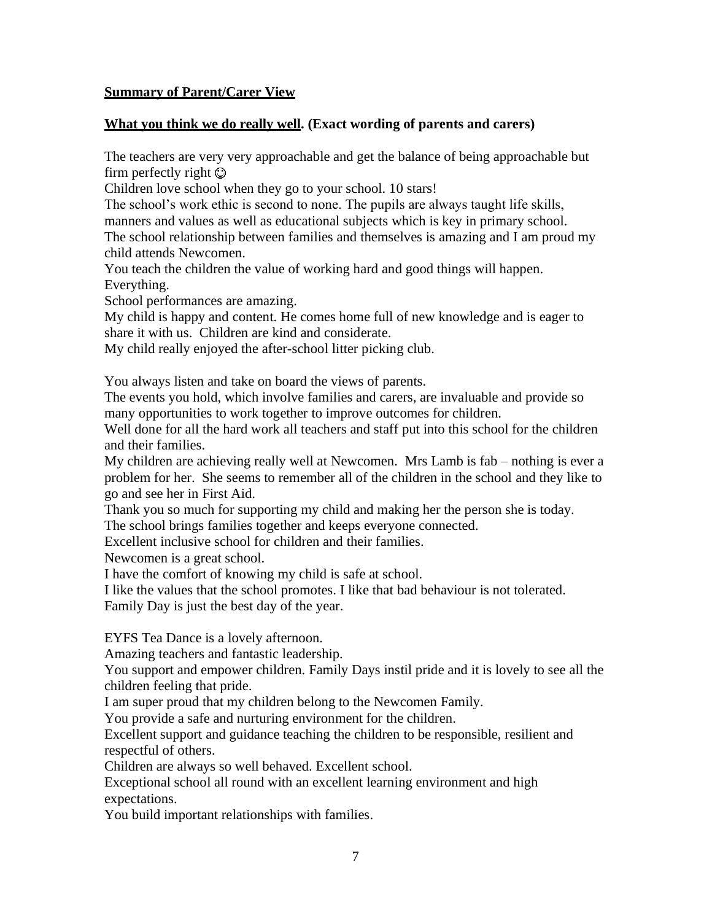**Summary of Parent/Carer View**

**What you think we do really well. (Exact wording of parents and carers)**

The teachers are very very approachable and get the balance of being approachable but firm perfectly right ☺

Children love school when they go to your school. 10 stars!

The school's work ethic is second to none. The pupils are always taught life skills, manners and values as well as educational subjects which is key in primary school.

The school relationship between families and themselves is amazing and I am proud my child attends Newcomen.

You teach the children the value of working hard and good things will happen.

Everything.

School performances are amazing.

My child is happy and content. He comes home full of new knowledge and is eager to share it with us. Children are kind and considerate.

My child really enjoyed the after-school litter picking club.

You always listen and take on board the views of parents.

The events you hold, which involve families and carers, are invaluable and provide so many opportunities to work together to improve outcomes for children.

Well done for all the hard work all teachers and staff put into this school for the children and their families.

My children are achieving really well at Newcomen. Mrs Lamb is fab – nothing is ever a problem for her. She seems to remember all of the children in the school and they like to go and see her in First Aid.

Thank you so much for supporting my child and making her the person she is today.

The school brings families together and keeps everyone connected.

Excellent inclusive school for children and their families.

Newcomen is a great school.

I have the comfort of knowing my child is safe at school.

I like the values that the school promotes. I like that bad behaviour is not tolerated.

Family Day is just the best day of the year.

EYFS Tea Dance is a lovely afternoon.

Amazing teachers and fantastic leadership.

You support and empower children. Family Days instil pride and it is lovely to see all the children feeling that pride.

I am super proud that my children belong to the Newcomen Family.

You provide a safe and nurturing environment for the children.

Excellent support and guidance teaching the children to be responsible, resilient and respectful of others.

Children are always so well behaved. Excellent school.

Exceptional school all round with an excellent learning environment and high expectations.

You build important relationships with families.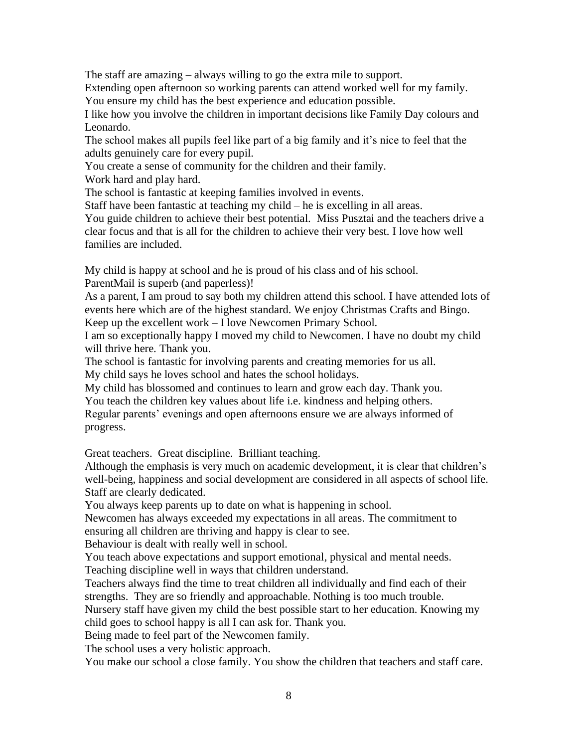The staff are amazing – always willing to go the extra mile to support.
Extending open afternoon so working parents can attend worked well for my family.
You ensure my child has the best experience and education possible.
I like how you involve the children in important decisions like Family Day colours and Leonardo.
The school makes all pupils feel like part of a big family and it's nice to feel that the adults genuinely care for every pupil.
You create a sense of community for the children and their family.
Work hard and play hard.
The school is fantastic at keeping families involved in events.
Staff have been fantastic at teaching my child – he is excelling in all areas.
You guide children to achieve their best potential. Miss Pusztai and the teachers drive a clear focus and that is all for the children to achieve their very best. I love how well families are included.

My child is happy at school and he is proud of his class and of his school.
ParentMail is superb (and paperless)!
As a parent, I am proud to say both my children attend this school. I have attended lots of events here which are of the highest standard. We enjoy Christmas Crafts and Bingo.
Keep up the excellent work – I love Newcomen Primary School.
I am so exceptionally happy I moved my child to Newcomen. I have no doubt my child will thrive here. Thank you.
The school is fantastic for involving parents and creating memories for us all.
My child says he loves school and hates the school holidays.
My child has blossomed and continues to learn and grow each day. Thank you.
You teach the children key values about life i.e. kindness and helping others.
Regular parents' evenings and open afternoons ensure we are always informed of progress.

Great teachers. Great discipline. Brilliant teaching.
Although the emphasis is very much on academic development, it is clear that children's well-being, happiness and social development are considered in all aspects of school life.
Staff are clearly dedicated.
You always keep parents up to date on what is happening in school.
Newcomen has always exceeded my expectations in all areas. The commitment to ensuring all children are thriving and happy is clear to see.
Behaviour is dealt with really well in school.
You teach above expectations and support emotional, physical and mental needs.
Teaching discipline well in ways that children understand.
Teachers always find the time to treat children all individually and find each of their strengths. They are so friendly and approachable. Nothing is too much trouble.
Nursery staff have given my child the best possible start to her education. Knowing my child goes to school happy is all I can ask for. Thank you.
Being made to feel part of the Newcomen family.
The school uses a very holistic approach.
You make our school a close family. You show the children that teachers and staff care.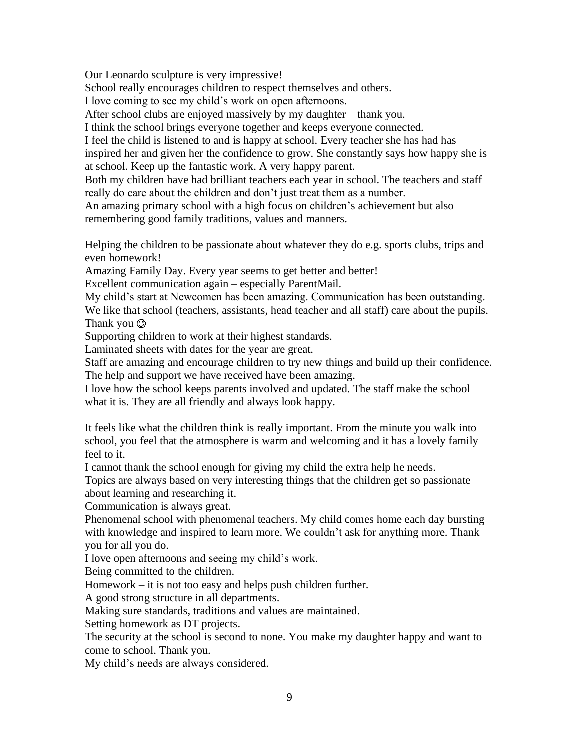Our Leonardo sculpture is very impressive!
School really encourages children to respect themselves and others.
I love coming to see my child's work on open afternoons.
After school clubs are enjoyed massively by my daughter – thank you.
I think the school brings everyone together and keeps everyone connected.
I feel the child is listened to and is happy at school. Every teacher she has had has inspired her and given her the confidence to grow. She constantly says how happy she is at school. Keep up the fantastic work. A very happy parent.
Both my children have had brilliant teachers each year in school. The teachers and staff really do care about the children and don't just treat them as a number.
An amazing primary school with a high focus on children's achievement but also remembering good family traditions, values and manners.

Helping the children to be passionate about whatever they do e.g. sports clubs, trips and even homework!
Amazing Family Day. Every year seems to get better and better!
Excellent communication again – especially ParentMail.
My child's start at Newcomen has been amazing. Communication has been outstanding.
We like that school (teachers, assistants, head teacher and all staff) care about the pupils. Thank you ☺
Supporting children to work at their highest standards.
Laminated sheets with dates for the year are great.
Staff are amazing and encourage children to try new things and build up their confidence.
The help and support we have received have been amazing.
I love how the school keeps parents involved and updated. The staff make the school what it is. They are all friendly and always look happy.

It feels like what the children think is really important. From the minute you walk into school, you feel that the atmosphere is warm and welcoming and it has a lovely family feel to it.
I cannot thank the school enough for giving my child the extra help he needs.
Topics are always based on very interesting things that the children get so passionate about learning and researching it.
Communication is always great.
Phenomenal school with phenomenal teachers. My child comes home each day bursting with knowledge and inspired to learn more. We couldn't ask for anything more. Thank you for all you do.
I love open afternoons and seeing my child's work.
Being committed to the children.
Homework – it is not too easy and helps push children further.
A good strong structure in all departments.
Making sure standards, traditions and values are maintained.
Setting homework as DT projects.
The security at the school is second to none. You make my daughter happy and want to come to school. Thank you.
My child's needs are always considered.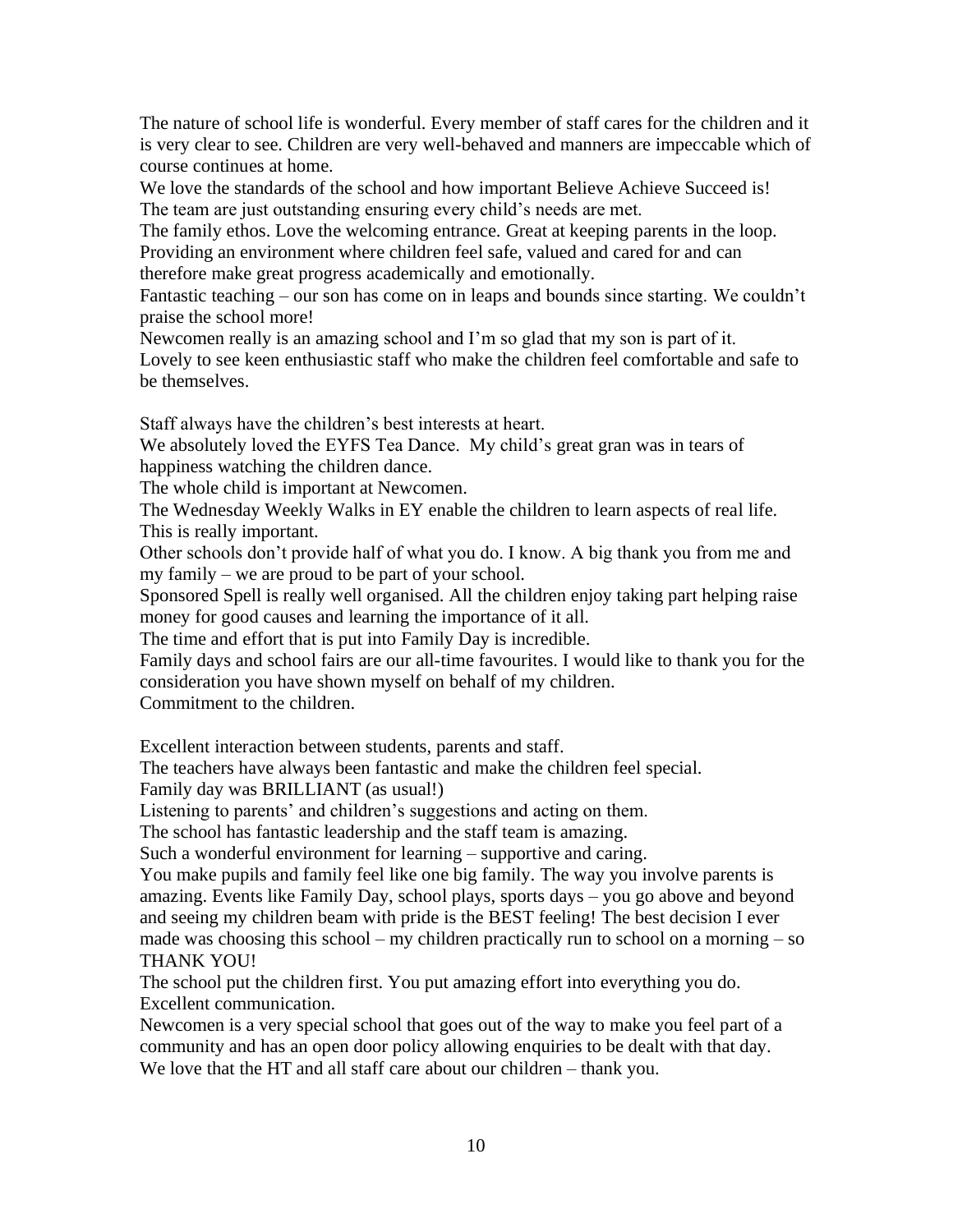The nature of school life is wonderful. Every member of staff cares for the children and it is very clear to see. Children are very well-behaved and manners are impeccable which of course continues at home.

We love the standards of the school and how important Believe Achieve Succeed is!

The team are just outstanding ensuring every child's needs are met.

The family ethos. Love the welcoming entrance. Great at keeping parents in the loop.

Providing an environment where children feel safe, valued and cared for and can therefore make great progress academically and emotionally.

Fantastic teaching – our son has come on in leaps and bounds since starting. We couldn't praise the school more!

Newcomen really is an amazing school and I'm so glad that my son is part of it.

Lovely to see keen enthusiastic staff who make the children feel comfortable and safe to be themselves.

Staff always have the children's best interests at heart.

We absolutely loved the EYFS Tea Dance. My child's great gran was in tears of happiness watching the children dance.

The whole child is important at Newcomen.

The Wednesday Weekly Walks in EY enable the children to learn aspects of real life. This is really important.

Other schools don't provide half of what you do. I know. A big thank you from me and my family – we are proud to be part of your school.

Sponsored Spell is really well organised. All the children enjoy taking part helping raise money for good causes and learning the importance of it all.

The time and effort that is put into Family Day is incredible.

Family days and school fairs are our all-time favourites. I would like to thank you for the consideration you have shown myself on behalf of my children.

Commitment to the children.

Excellent interaction between students, parents and staff.

The teachers have always been fantastic and make the children feel special.

Family day was BRILLIANT (as usual!)

Listening to parents' and children's suggestions and acting on them.

The school has fantastic leadership and the staff team is amazing.

Such a wonderful environment for learning – supportive and caring.

You make pupils and family feel like one big family. The way you involve parents is amazing. Events like Family Day, school plays, sports days – you go above and beyond and seeing my children beam with pride is the BEST feeling! The best decision I ever made was choosing this school – my children practically run to school on a morning – so THANK YOU!

The school put the children first. You put amazing effort into everything you do.

Excellent communication.

Newcomen is a very special school that goes out of the way to make you feel part of a community and has an open door policy allowing enquiries to be dealt with that day.

We love that the HT and all staff care about our children – thank you.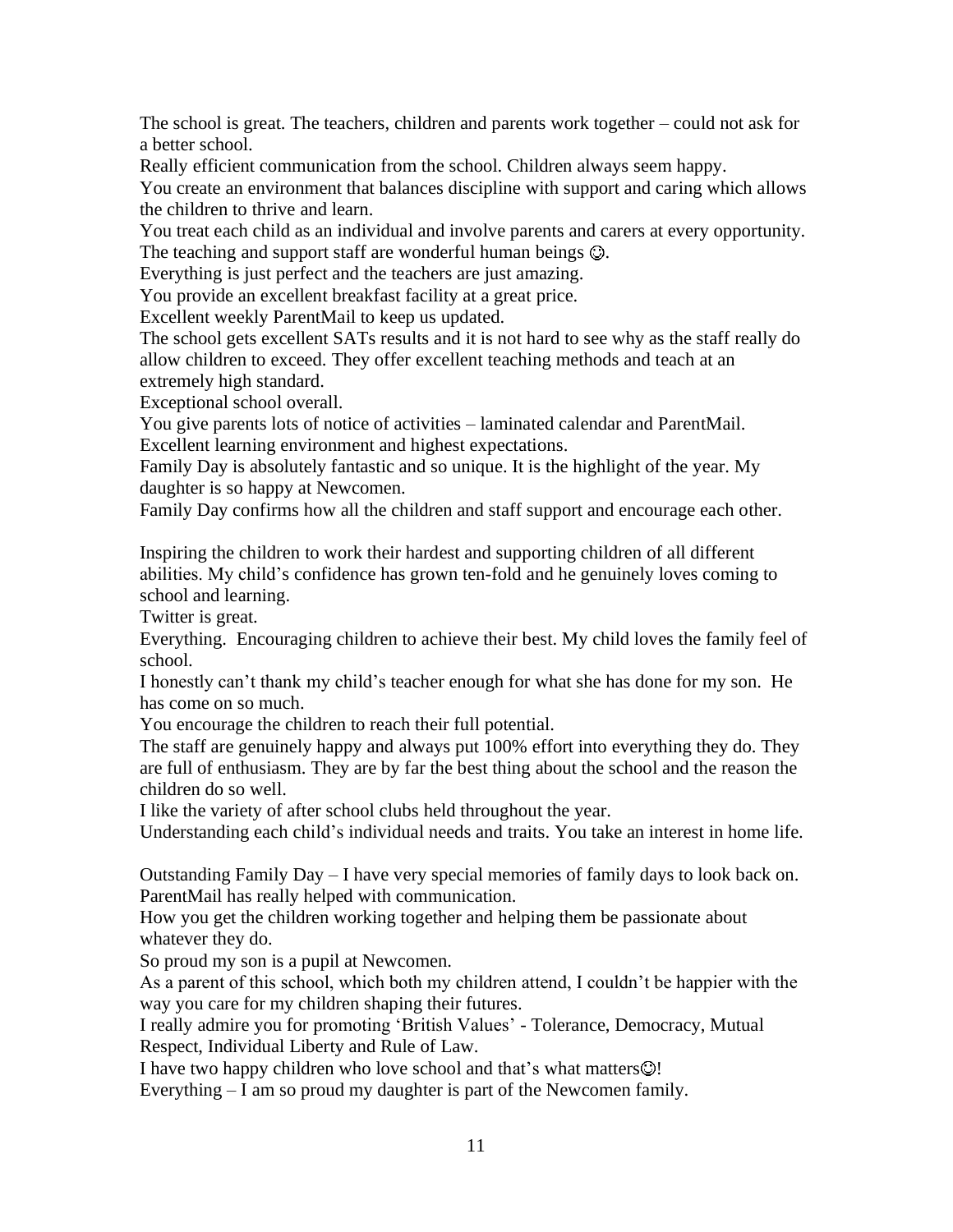The school is great. The teachers, children and parents work together – could not ask for a better school.

Really efficient communication from the school. Children always seem happy.

You create an environment that balances discipline with support and caring which allows the children to thrive and learn.

You treat each child as an individual and involve parents and carers at every opportunity.

The teaching and support staff are wonderful human beings ☺.

Everything is just perfect and the teachers are just amazing.

You provide an excellent breakfast facility at a great price.

Excellent weekly ParentMail to keep us updated.

The school gets excellent SATs results and it is not hard to see why as the staff really do allow children to exceed. They offer excellent teaching methods and teach at an extremely high standard.

Exceptional school overall.

You give parents lots of notice of activities – laminated calendar and ParentMail.

Excellent learning environment and highest expectations.

Family Day is absolutely fantastic and so unique. It is the highlight of the year. My daughter is so happy at Newcomen.

Family Day confirms how all the children and staff support and encourage each other.

Inspiring the children to work their hardest and supporting children of all different abilities. My child's confidence has grown ten-fold and he genuinely loves coming to school and learning.

Twitter is great.

Everything. Encouraging children to achieve their best. My child loves the family feel of school.

I honestly can't thank my child's teacher enough for what she has done for my son. He has come on so much.

You encourage the children to reach their full potential.

The staff are genuinely happy and always put 100% effort into everything they do. They are full of enthusiasm. They are by far the best thing about the school and the reason the children do so well.

I like the variety of after school clubs held throughout the year.

Understanding each child's individual needs and traits. You take an interest in home life.

Outstanding Family Day – I have very special memories of family days to look back on.

ParentMail has really helped with communication.

How you get the children working together and helping them be passionate about whatever they do.

So proud my son is a pupil at Newcomen.

As a parent of this school, which both my children attend, I couldn't be happier with the way you care for my children shaping their futures.

I really admire you for promoting 'British Values' - Tolerance, Democracy, Mutual Respect, Individual Liberty and Rule of Law.

I have two happy children who love school and that's what matters☺!

Everything – I am so proud my daughter is part of the Newcomen family.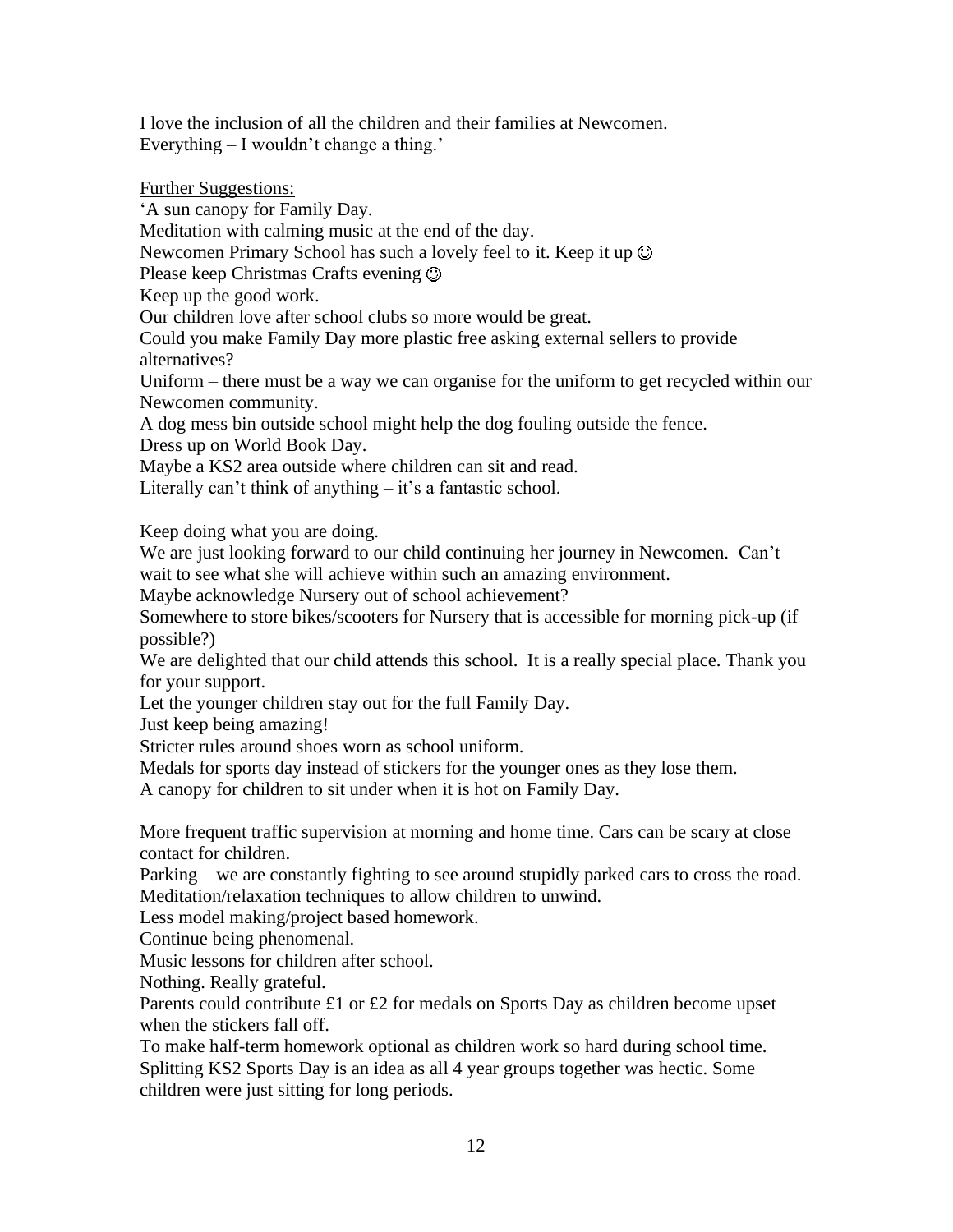I love the inclusion of all the children and their families at Newcomen.
Everything – I wouldn't change a thing.'

<u>Further Suggestions:</u>

'A sun canopy for Family Day.
Meditation with calming music at the end of the day.
Newcomen Primary School has such a lovely feel to it. Keep it up ☺
Please keep Christmas Crafts evening ☺
Keep up the good work.
Our children love after school clubs so more would be great.
Could you make Family Day more plastic free asking external sellers to provide alternatives?
Uniform – there must be a way we can organise for the uniform to get recycled within our Newcomen community.
A dog mess bin outside school might help the dog fouling outside the fence.
Dress up on World Book Day.
Maybe a KS2 area outside where children can sit and read.
Literally can't think of anything – it's a fantastic school.

Keep doing what you are doing.
We are just looking forward to our child continuing her journey in Newcomen. Can't wait to see what she will achieve within such an amazing environment.
Maybe acknowledge Nursery out of school achievement?
Somewhere to store bikes/scooters for Nursery that is accessible for morning pick-up (if possible?)
We are delighted that our child attends this school. It is a really special place. Thank you for your support.
Let the younger children stay out for the full Family Day.
Just keep being amazing!
Stricter rules around shoes worn as school uniform.
Medals for sports day instead of stickers for the younger ones as they lose them.
A canopy for children to sit under when it is hot on Family Day.

More frequent traffic supervision at morning and home time. Cars can be scary at close contact for children.
Parking – we are constantly fighting to see around stupidly parked cars to cross the road.
Meditation/relaxation techniques to allow children to unwind.
Less model making/project based homework.
Continue being phenomenal.
Music lessons for children after school.
Nothing. Really grateful.
Parents could contribute £1 or £2 for medals on Sports Day as children become upset when the stickers fall off.
To make half-term homework optional as children work so hard during school time.
Splitting KS2 Sports Day is an idea as all 4 year groups together was hectic. Some children were just sitting for long periods.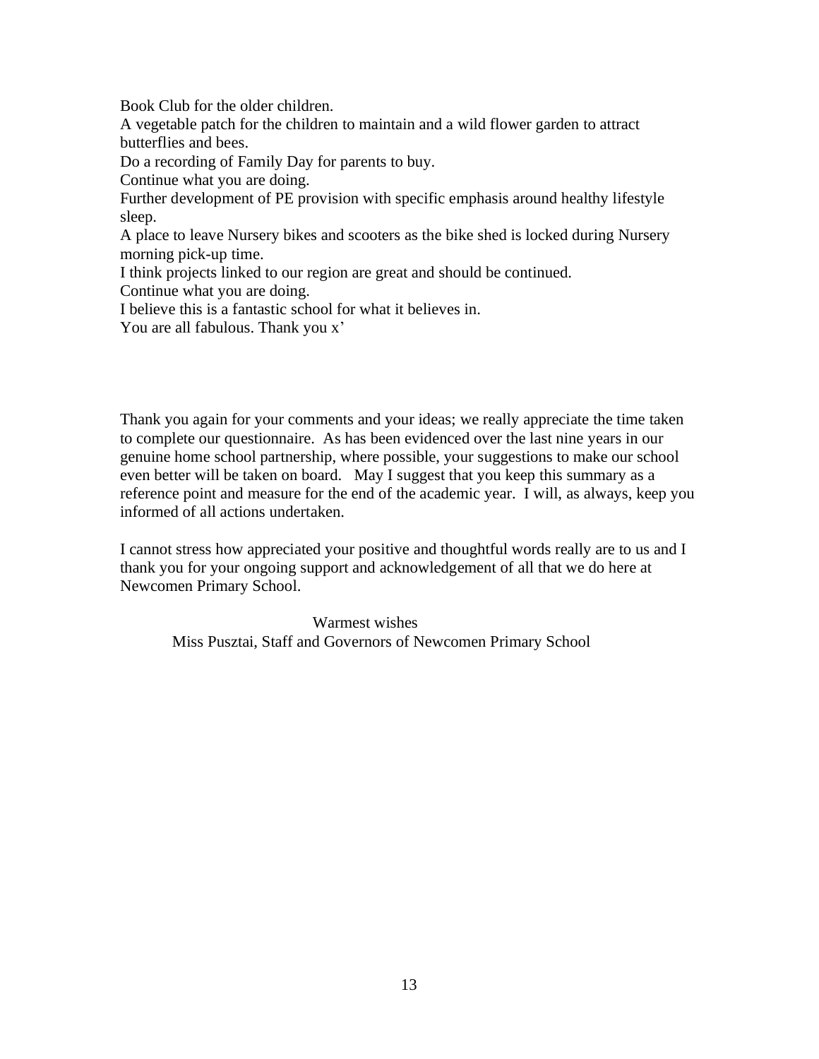Book Club for the older children.  
A vegetable patch for the children to maintain and a wild flower garden to attract butterflies and bees.  
Do a recording of Family Day for parents to buy.  
Continue what you are doing.  
Further development of PE provision with specific emphasis around healthy lifestyle sleep.  
A place to leave Nursery bikes and scooters as the bike shed is locked during Nursery morning pick-up time.  
I think projects linked to our region are great and should be continued.  
Continue what you are doing.  
I believe this is a fantastic school for what it believes in.  
You are all fabulous. Thank you x'

Thank you again for your comments and your ideas; we really appreciate the time taken to complete our questionnaire. As has been evidenced over the last nine years in our genuine home school partnership, where possible, your suggestions to make our school even better will be taken on board. May I suggest that you keep this summary as a reference point and measure for the end of the academic year. I will, as always, keep you informed of all actions undertaken.

I cannot stress how appreciated your positive and thoughtful words really are to us and I thank you for your ongoing support and acknowledgement of all that we do here at Newcomen Primary School.

Warmest wishes  
Miss Pusztai, Staff and Governors of Newcomen Primary School